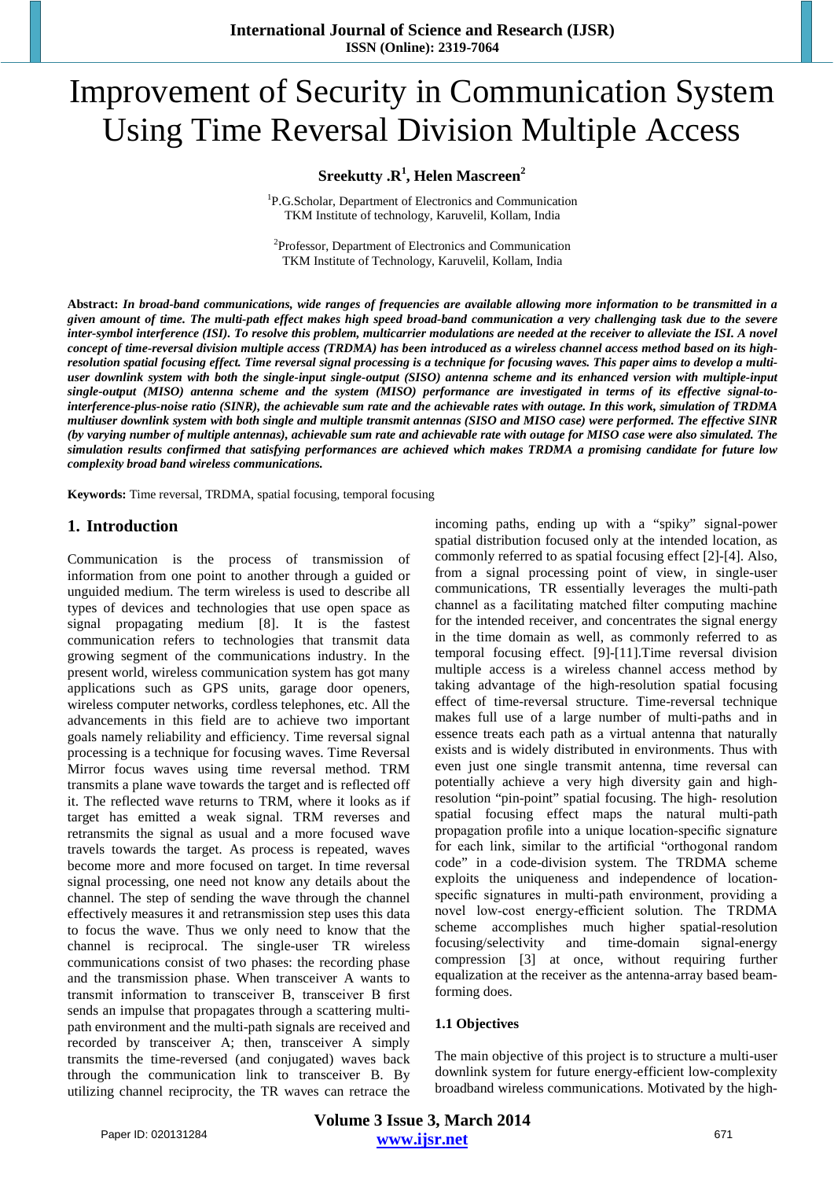# Improvement of Security in Communication System Using Time Reversal Division Multiple Access

**Sreekutty .R[1], Helen Mascreen[2]**

[1]P.G.Scholar, Department of Electronics and Communication
TKM Institute of technology, Karuvelil, Kollam, India

[2]Professor, Department of Electronics and Communication
TKM Institute of Technology, Karuvelil, Kollam, India

**Abstract:** ***In broad-band communications, wide ranges of frequencies are available allowing more information to be transmitted in a given amount of time. The multi-path effect makes high speed broad-band communication a very challenging task due to the severe inter-symbol interference (ISI). To resolve this problem, multicarrier modulations are needed at the receiver to alleviate the ISI. A novel concept of time-reversal division multiple access (TRDMA) has been introduced as a wireless channel access method based on its high-resolution spatial focusing effect. Time reversal signal processing is a technique for focusing waves. This paper aims to develop a multi-user downlink system with both the single-input single-output (SISO) antenna scheme and its enhanced version with multiple-input single-output (MISO) antenna scheme and the system (MISO) performance are investigated in terms of its effective signal-to-interference-plus-noise ratio (SINR), the achievable sum rate and the achievable rates with outage. In this work, simulation of TRDMA multiuser downlink system with both single and multiple transmit antennas (SISO and MISO case) were performed. The effective SINR (by varying number of multiple antennas), achievable sum rate and achievable rate with outage for MISO case were also simulated. The simulation results confirmed that satisfying performances are achieved which makes TRDMA a promising candidate for future low complexity broad band wireless communications.***

**Keywords:** Time reversal, TRDMA, spatial focusing, temporal focusing

## 1. Introduction

Communication is the process of transmission of information from one point to another through a guided or unguided medium. The term wireless is used to describe all types of devices and technologies that use open space as signal propagating medium [8]. It is the fastest communication refers to technologies that transmit data growing segment of the communications industry. In the present world, wireless communication system has got many applications such as GPS units, garage door openers, wireless computer networks, cordless telephones, etc. All the advancements in this field are to achieve two important goals namely reliability and efficiency. Time reversal signal processing is a technique for focusing waves. Time Reversal Mirror focus waves using time reversal method. TRM transmits a plane wave towards the target and is reflected off it. The reflected wave returns to TRM, where it looks as if target has emitted a weak signal. TRM reverses and retransmits the signal as usual and a more focused wave travels towards the target. As process is repeated, waves become more and more focused on target. In time reversal signal processing, one need not know any details about the channel. The step of sending the wave through the channel effectively measures it and retransmission step uses this data to focus the wave. Thus we only need to know that the channel is reciprocal. The single-user TR wireless communications consist of two phases: the recording phase and the transmission phase. When transceiver A wants to transmit information to transceiver B, transceiver B first sends an impulse that propagates through a scattering multi-path environment and the multi-path signals are received and recorded by transceiver A; then, transceiver A simply transmits the time-reversed (and conjugated) waves back through the communication link to transceiver B. By utilizing channel reciprocity, the TR waves can retrace the incoming paths, ending up with a "spiky" signal-power spatial distribution focused only at the intended location, as commonly referred to as spatial focusing effect [2]-[4]. Also, from a signal processing point of view, in single-user communications, TR essentially leverages the multi-path channel as a facilitating matched filter computing machine for the intended receiver, and concentrates the signal energy in the time domain as well, as commonly referred to as temporal focusing effect. [9]-[11].Time reversal division multiple access is a wireless channel access method by taking advantage of the high-resolution spatial focusing effect of time-reversal structure. Time-reversal technique makes full use of a large number of multi-paths and in essence treats each path as a virtual antenna that naturally exists and is widely distributed in environments. Thus with even just one single transmit antenna, time reversal can potentially achieve a very high diversity gain and high-resolution "pin-point" spatial focusing. The high- resolution spatial focusing effect maps the natural multi-path propagation profile into a unique location-specific signature for each link, similar to the artificial "orthogonal random code" in a code-division system. The TRDMA scheme exploits the uniqueness and independence of location-specific signatures in multi-path environment, providing a novel low-cost energy-efficient solution. The TRDMA scheme accomplishes much higher spatial-resolution focusing/selectivity and time-domain signal-energy compression [3] at once, without requiring further equalization at the receiver as the antenna-array based beam-forming does.

### 1.1 Objectives

The main objective of this project is to structure a multi-user downlink system for future energy-efficient low-complexity broadband wireless communications. Motivated by the high-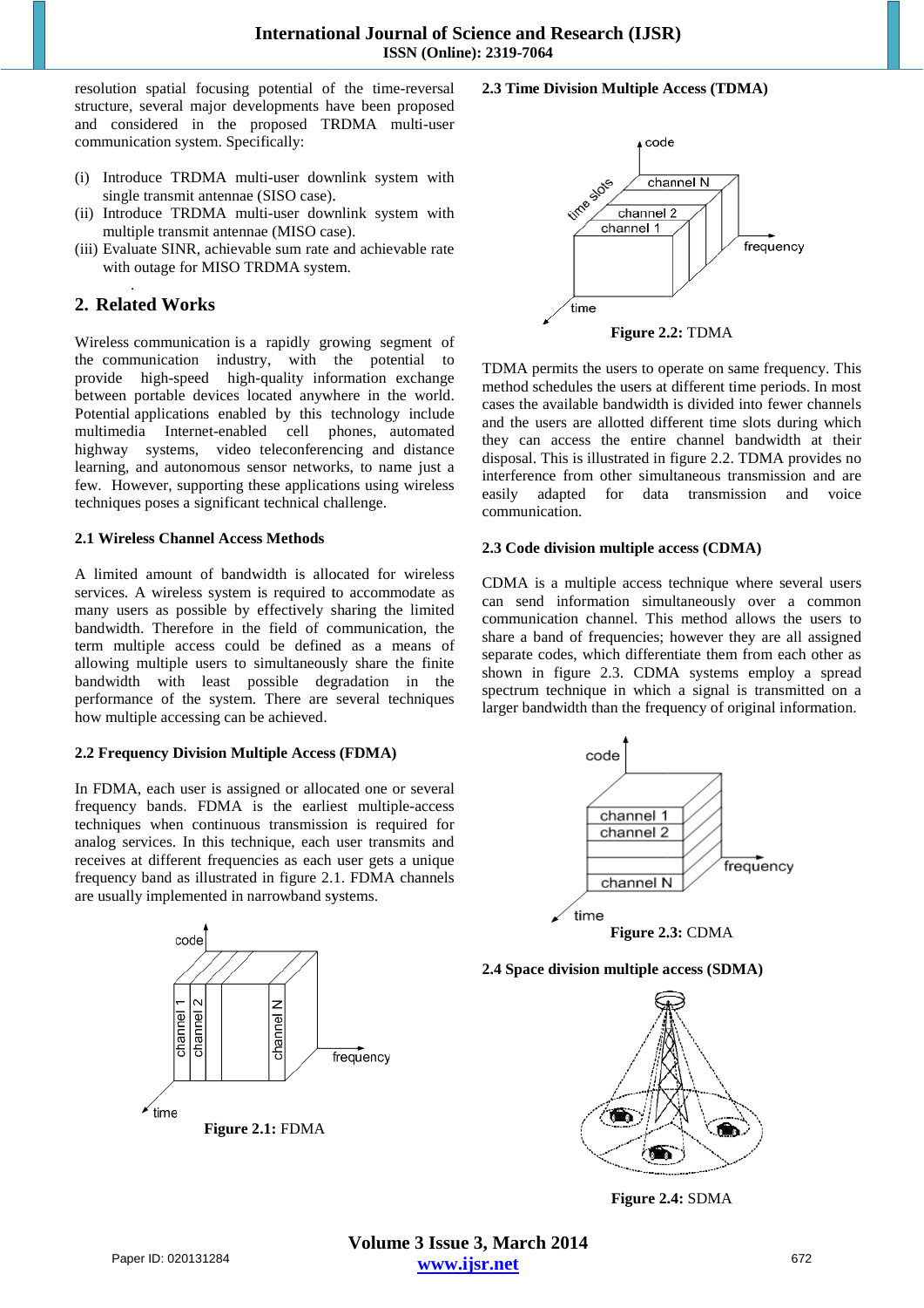resolution spatial focusing potential of the time-reversal structure, several major developments have been proposed and considered in the proposed TRDMA multi-user communication system. Specifically:

(i) Introduce TRDMA multi-user downlink system with single transmit antennae (SISO case).
(ii) Introduce TRDMA multi-user downlink system with multiple transmit antennae (MISO case).
(iii) Evaluate SINR, achievable sum rate and achievable rate with outage for MISO TRDMA system.

## 2. Related Works

Wireless communication is a rapidly growing segment of the communication industry, with the potential to provide high-speed high-quality information exchange between portable devices located anywhere in the world. Potential applications enabled by this technology include multimedia Internet-enabled cell phones, automated highway systems, video teleconferencing and distance learning, and autonomous sensor networks, to name just a few. However, supporting these applications using wireless techniques poses a significant technical challenge.

### 2.1 Wireless Channel Access Methods

A limited amount of bandwidth is allocated for wireless services. A wireless system is required to accommodate as many users as possible by effectively sharing the limited bandwidth. Therefore in the field of communication, the term multiple access could be defined as a means of allowing multiple users to simultaneously share the finite bandwidth with least possible degradation in the performance of the system. There are several techniques how multiple accessing can be achieved.

### 2.2 Frequency Division Multiple Access (FDMA)

In FDMA, each user is assigned or allocated one or several frequency bands. FDMA is the earliest multiple-access techniques when continuous transmission is required for analog services. In this technique, each user transmits and receives at different frequencies as each user gets a unique frequency band as illustrated in figure 2.1. FDMA channels are usually implemented in narrowband systems.

**Figure 2.1:** FDMA

### 2.3 Time Division Multiple Access (TDMA)

**Figure 2.2:** TDMA

TDMA permits the users to operate on same frequency. This method schedules the users at different time periods. In most cases the available bandwidth is divided into fewer channels and the users are allotted different time slots during which they can access the entire channel bandwidth at their disposal. This is illustrated in figure 2.2. TDMA provides no interference from other simultaneous transmission and are easily adapted for data transmission and voice communication.

### 2.3 Code division multiple access (CDMA)

CDMA is a multiple access technique where several users can send information simultaneously over a common communication channel. This method allows the users to share a band of frequencies; however they are all assigned separate codes, which differentiate them from each other as shown in figure 2.3. CDMA systems employ a spread spectrum technique in which a signal is transmitted on a larger bandwidth than the frequency of original information.

**Figure 2.3:** CDMA

### 2.4 Space division multiple access (SDMA)

**Figure 2.4:** SDMA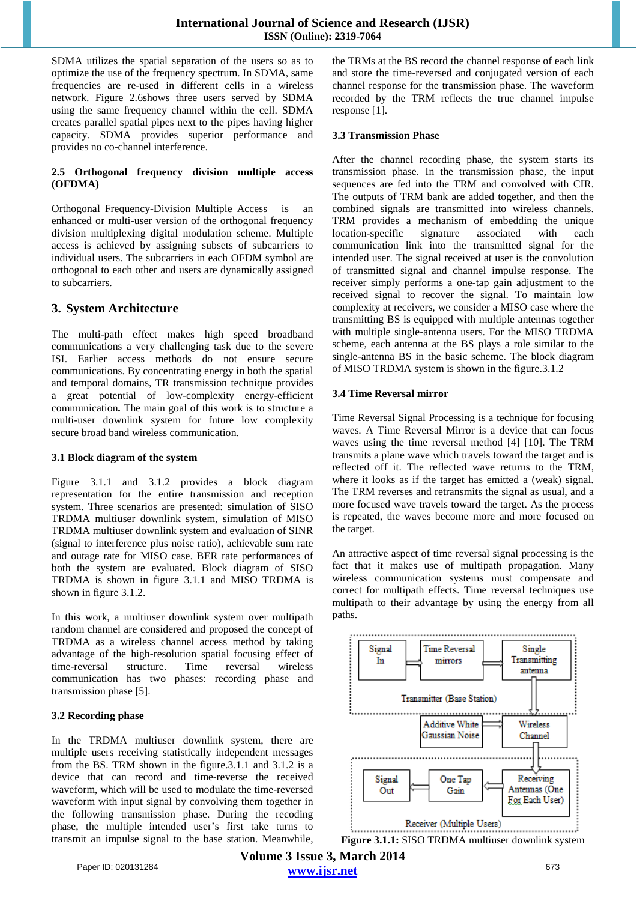SDMA utilizes the spatial separation of the users so as to optimize the use of the frequency spectrum. In SDMA, same frequencies are re-used in different cells in a wireless network. Figure 2.6shows three users served by SDMA using the same frequency channel within the cell. SDMA creates parallel spatial pipes next to the pipes having higher capacity. SDMA provides superior performance and provides no co-channel interference.

### 2.5 Orthogonal frequency division multiple access (OFDMA)

Orthogonal Frequency-Division Multiple Access is an enhanced or multi-user version of the orthogonal frequency division multiplexing digital modulation scheme. Multiple access is achieved by assigning subsets of subcarriers to individual users. The subcarriers in each OFDM symbol are orthogonal to each other and users are dynamically assigned to subcarriers.

## 3. System Architecture

The multi-path effect makes high speed broadband communications a very challenging task due to the severe ISI. Earlier access methods do not ensure secure communications. By concentrating energy in both the spatial and temporal domains, TR transmission technique provides a great potential of low-complexity energy-efficient communication**.** The main goal of this work is to structure a multi-user downlink system for future low complexity secure broad band wireless communication.

### 3.1 Block diagram of the system

Figure 3.1.1 and 3.1.2 provides a block diagram representation for the entire transmission and reception system. Three scenarios are presented: simulation of SISO TRDMA multiuser downlink system, simulation of MISO TRDMA multiuser downlink system and evaluation of SINR (signal to interference plus noise ratio), achievable sum rate and outage rate for MISO case. BER rate performances of both the system are evaluated. Block diagram of SISO TRDMA is shown in figure 3.1.1 and MISO TRDMA is shown in figure 3.1.2.

In this work, a multiuser downlink system over multipath random channel are considered and proposed the concept of TRDMA as a wireless channel access method by taking advantage of the high-resolution spatial focusing effect of time-reversal structure. Time reversal wireless communication has two phases: recording phase and transmission phase [5].

### 3.2 Recording phase

In the TRDMA multiuser downlink system, there are multiple users receiving statistically independent messages from the BS. TRM shown in the figure.3.1.1 and 3.1.2 is a device that can record and time-reverse the received waveform, which will be used to modulate the time-reversed waveform with input signal by convolving them together in the following transmission phase. During the recoding phase, the multiple intended user's first take turns to transmit an impulse signal to the base station. Meanwhile, the TRMs at the BS record the channel response of each link and store the time-reversed and conjugated version of each channel response for the transmission phase. The waveform recorded by the TRM reflects the true channel impulse response [1].

### 3.3 Transmission Phase

After the channel recording phase, the system starts its transmission phase. In the transmission phase, the input sequences are fed into the TRM and convolved with CIR. The outputs of TRM bank are added together, and then the combined signals are transmitted into wireless channels. TRM provides a mechanism of embedding the unique location-specific signature associated with each communication link into the transmitted signal for the intended user. The signal received at user is the convolution of transmitted signal and channel impulse response. The receiver simply performs a one-tap gain adjustment to the received signal to recover the signal. To maintain low complexity at receivers, we consider a MISO case where the transmitting BS is equipped with multiple antennas together with multiple single-antenna users. For the MISO TRDMA scheme, each antenna at the BS plays a role similar to the single-antenna BS in the basic scheme. The block diagram of MISO TRDMA system is shown in the figure.3.1.2

### 3.4 Time Reversal mirror

Time Reversal Signal Processing is a technique for focusing waves. A Time Reversal Mirror is a device that can focus waves using the time reversal method [4] [10]. The TRM transmits a plane wave which travels toward the target and is reflected off it. The reflected wave returns to the TRM, where it looks as if the target has emitted a (weak) signal. The TRM reverses and retransmits the signal as usual, and a more focused wave travels toward the target. As the process is repeated, the waves become more and more focused on the target.

An attractive aspect of time reversal signal processing is the fact that it makes use of multipath propagation. Many wireless communication systems must compensate and correct for multipath effects. Time reversal techniques use multipath to their advantage by using the energy from all paths.

Signal In → Time Reversal mirrors → Single Transmitting antenna — Transmitter (Base Station)

Additive White Gaussian Noise → Wireless Channel

Receiving Antennas (One For Each User) → One Tap Gain → Signal Out — Receiver (Multiple Users)

**Figure 3.1.1:** SISO TRDMA multiuser downlink system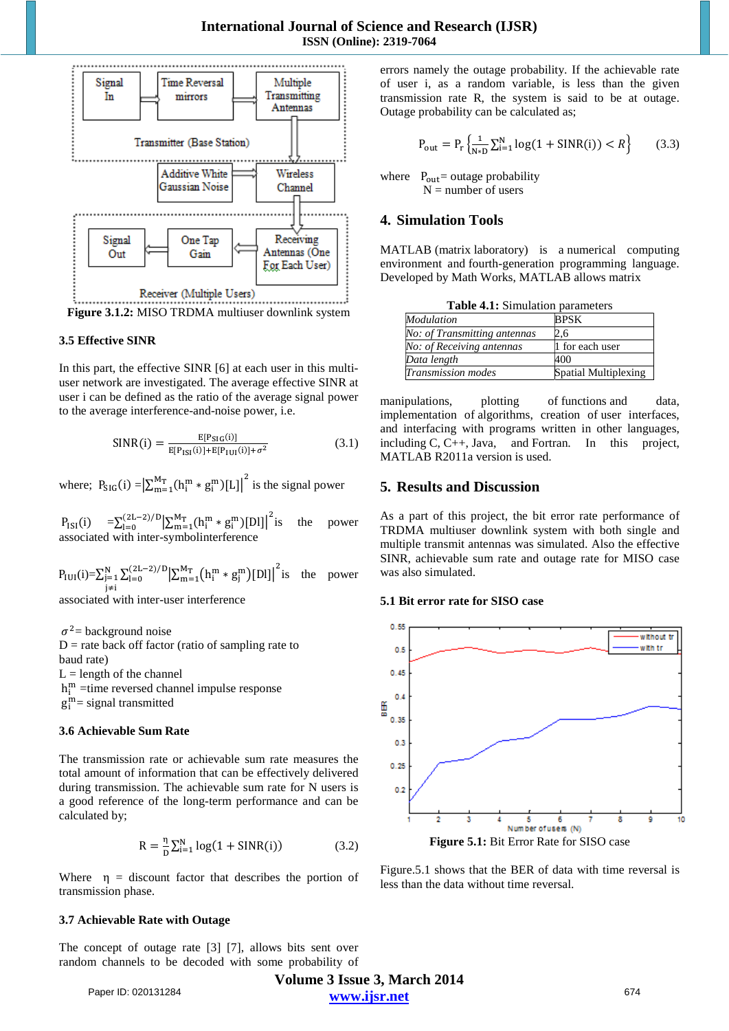Figure 3.1.2: MISO TRDMA multiuser downlink system

### 3.5 Effective SINR

In this part, the effective SINR [6] at each user in this multi-user network are investigated. The average effective SINR at user i can be defined as the ratio of the average signal power to the average interference-and-noise power, i.e.

$$\mathrm{SINR}(i) = \frac{E[P_{SIG}(i)]}{E[P_{ISI}(i)]+E[P_{IUI}(i)]+\sigma^2} \quad (3.1)$$

where; $P_{SIG}(i) = \left|\sum_{m=1}^{M_T}(h_i^m * g_i^m)[L]\right|^2$ is the signal power

$P_{ISI}(i) = \sum_{l=0}^{(2L-2)/D}\left|\sum_{m=1}^{M_T}(h_i^m * g_i^m)[Dl]\right|^2$ is the power associated with inter-symbolinterference

$P_{IUI}(i) = \sum_{j=1, j\neq i}^{N}\sum_{l=0}^{(2L-2)/D}\left|\sum_{m=1}^{M_T}(h_i^m * g_j^m)[Dl]\right|^2$ is the power associated with inter-user interference

$\sigma^2$ = background noise
D = rate back off factor (ratio of sampling rate to baud rate)
L = length of the channel
$h_i^m$ =time reversed channel impulse response
$g_i^m$ = signal transmitted

### 3.6 Achievable Sum Rate

The transmission rate or achievable sum rate measures the total amount of information that can be effectively delivered during transmission. The achievable sum rate for N users is a good reference of the long-term performance and can be calculated by;

$$R = \frac{\eta}{D}\sum_{i=1}^{N}\log(1+\mathrm{SINR}(i)) \quad (3.2)$$

Where η = discount factor that describes the portion of transmission phase.

### 3.7 Achievable Rate with Outage

The concept of outage rate [3] [7], allows bits sent over random channels to be decoded with some probability of errors namely the outage probability. If the achievable rate of user i, as a random variable, is less than the given transmission rate R, the system is said to be at outage. Outage probability can be calculated as;

$$P_{out} = P_r\left\{\frac{1}{N*D}\sum_{i=1}^{N}\log(1+\mathrm{SINR}(i)) < R\right\} \quad (3.3)$$

where $P_{out}$= outage probability
N = number of users

## 4. Simulation Tools

MATLAB (matrix laboratory) is a numerical computing environment and fourth-generation programming language. Developed by Math Works, MATLAB allows matrix manipulations, plotting of functions and data, implementation of algorithms, creation of user interfaces, and interfacing with programs written in other languages, including C, C++, Java, and Fortran. In this project, MATLAB R2011a version is used.

**Table 4.1:** Simulation parameters

| *Modulation* | BPSK |
|---|---|
| *No: of Transmitting antennas* | 2,6 |
| *No: of Receiving antennas* | 1 for each user |
| *Data length* | 400 |
| *Transmission modes* | Spatial Multiplexing |

## 5. Results and Discussion

As a part of this project, the bit error rate performance of TRDMA multiuser downlink system with both single and multiple transmit antennas was simulated. Also the effective SINR, achievable sum rate and outage rate for MISO case was also simulated.

### 5.1 Bit error rate for SISO case

**Figure 5.1:** Bit Error Rate for SISO case

Figure.5.1 shows that the BER of data with time reversal is less than the data without time reversal.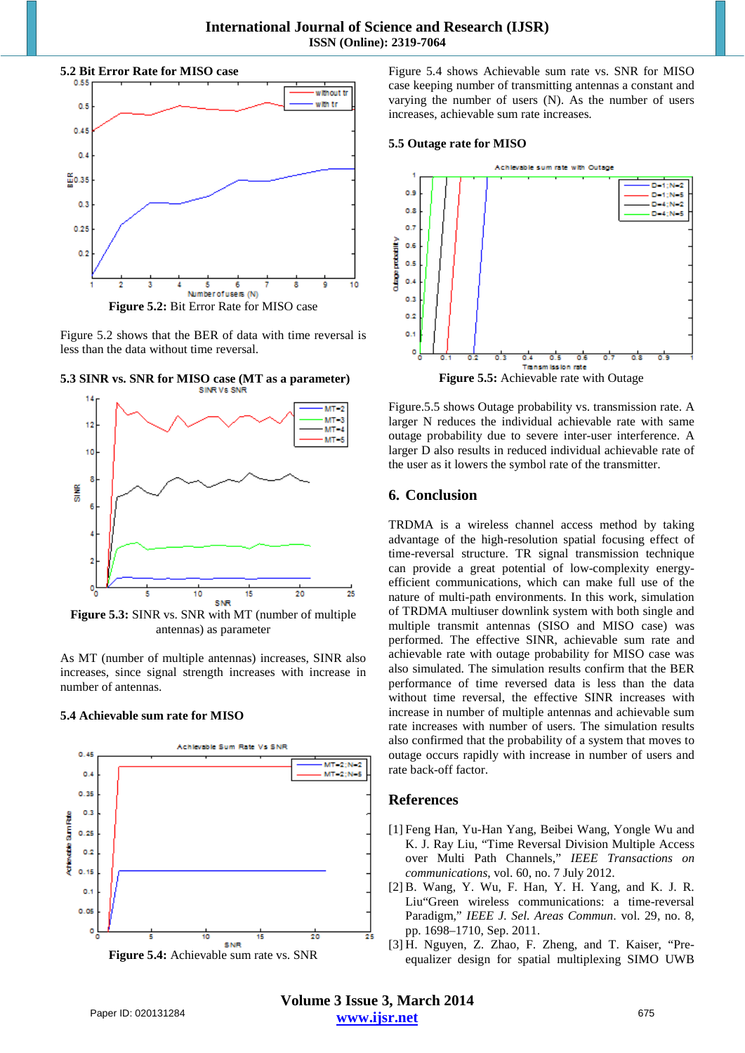### 5.2 Bit Error Rate for MISO case

**Figure 5.2:** Bit Error Rate for MISO case

Figure 5.2 shows that the BER of data with time reversal is less than the data without time reversal.

### 5.3 SINR vs. SNR for MISO case (MT as a parameter)

**Figure 5.3:** SINR vs. SNR with MT (number of multiple antennas) as parameter

As MT (number of multiple antennas) increases, SINR also increases, since signal strength increases with increase in number of antennas.

### 5.4 Achievable sum rate for MISO

**Figure 5.4:** Achievable sum rate vs. SNR

Figure 5.4 shows Achievable sum rate vs. SNR for MISO case keeping number of transmitting antennas a constant and varying the number of users (N). As the number of users increases, achievable sum rate increases.

### 5.5 Outage rate for MISO

**Figure 5.5:** Achievable rate with Outage

Figure.5.5 shows Outage probability vs. transmission rate. A larger N reduces the individual achievable rate with same outage probability due to severe inter-user interference. A larger D also results in reduced individual achievable rate of the user as it lowers the symbol rate of the transmitter.

## 6. Conclusion

TRDMA is a wireless channel access method by taking advantage of the high-resolution spatial focusing effect of time-reversal structure. TR signal transmission technique can provide a great potential of low-complexity energy-efficient communications, which can make full use of the nature of multi-path environments. In this work, simulation of TRDMA multiuser downlink system with both single and multiple transmit antennas (SISO and MISO case) was performed. The effective SINR, achievable sum rate and achievable rate with outage probability for MISO case was also simulated. The simulation results confirm that the BER performance of time reversed data is less than the data without time reversal, the effective SINR increases with increase in number of multiple antennas and achievable sum rate increases with number of users. The simulation results also confirmed that the probability of a system that moves to outage occurs rapidly with increase in number of users and rate back-off factor.

## References

[1] Feng Han, Yu-Han Yang, Beibei Wang, Yongle Wu and K. J. Ray Liu, "Time Reversal Division Multiple Access over Multi Path Channels," *IEEE Transactions on communications*, vol. 60, no. 7 July 2012.

[2] B. Wang, Y. Wu, F. Han, Y. H. Yang, and K. J. R. Liu"Green wireless communications: a time-reversal Paradigm," *IEEE J. Sel. Areas Commun*. vol. 29, no. 8, pp. 1698–1710, Sep. 2011.

[3] H. Nguyen, Z. Zhao, F. Zheng, and T. Kaiser, "Pre-equalizer design for spatial multiplexing SIMO UWB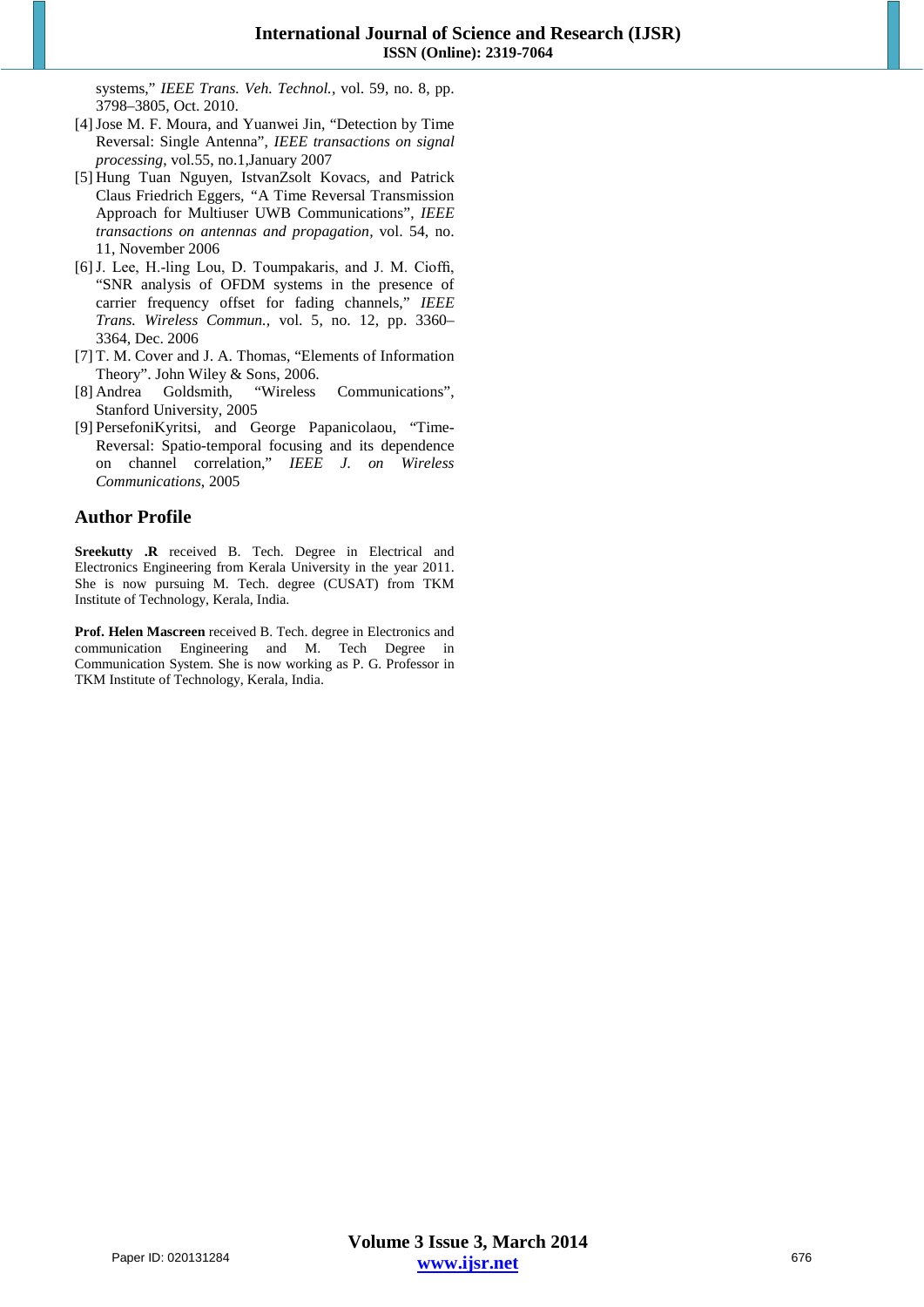systems," *IEEE Trans. Veh. Technol.*, vol. 59, no. 8, pp. 3798–3805, Oct. 2010.

[4] Jose M. F. Moura, and Yuanwei Jin, "Detection by Time Reversal: Single Antenna", *IEEE transactions on signal processing*, vol.55, no.1,January 2007

[5] Hung Tuan Nguyen, IstvanZsolt Kovacs, and Patrick Claus Friedrich Eggers, "A Time Reversal Transmission Approach for Multiuser UWB Communications", *IEEE transactions on antennas and propagation*, vol. 54, no. 11, November 2006

[6] J. Lee, H.-ling Lou, D. Toumpakaris, and J. M. Cioffi, "SNR analysis of OFDM systems in the presence of carrier frequency offset for fading channels," *IEEE Trans. Wireless Commun.*, vol. 5, no. 12, pp. 3360–3364, Dec. 2006

[7] T. M. Cover and J. A. Thomas, "Elements of Information Theory". John Wiley & Sons, 2006.

[8] Andrea Goldsmith, "Wireless Communications", Stanford University, 2005

[9] PersefoniKyritsi, and George Papanicolaou, "Time-Reversal: Spatio-temporal focusing and its dependence on channel correlation," *IEEE J. on Wireless Communications*, 2005

## Author Profile

**Sreekutty .R** received B. Tech. Degree in Electrical and Electronics Engineering from Kerala University in the year 2011. She is now pursuing M. Tech. degree (CUSAT) from TKM Institute of Technology, Kerala, India.

**Prof. Helen Mascreen** received B. Tech. degree in Electronics and communication Engineering and M. Tech Degree in Communication System. She is now working as P. G. Professor in TKM Institute of Technology, Kerala, India.